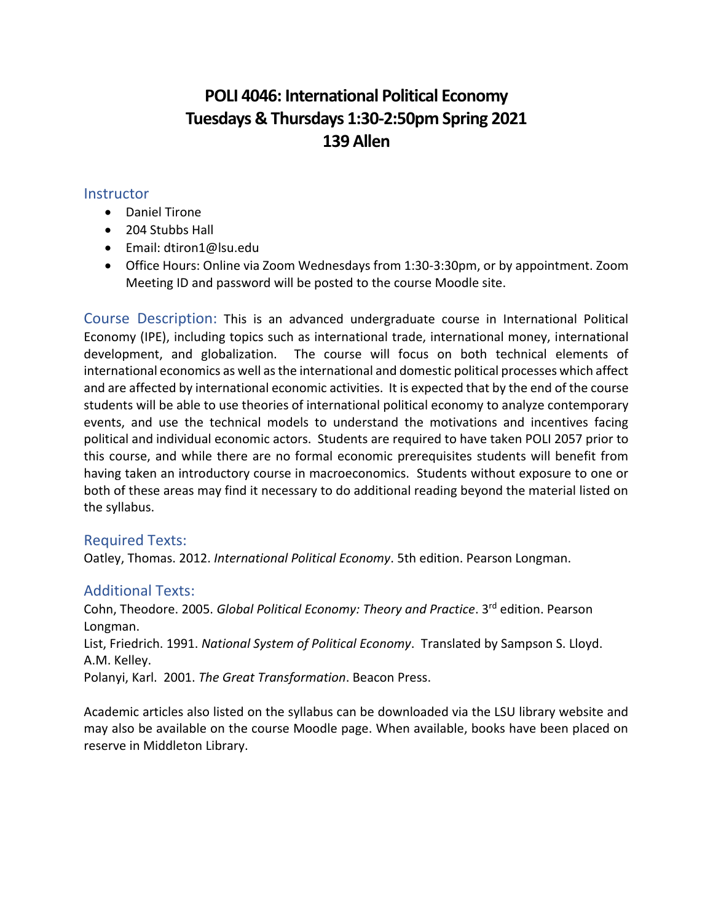# POLI 4046: International Political Economy
# Tuesdays & Thursdays 1:30-2:50pm Spring 2021
# 139 Allen

## Instructor

- Daniel Tirone
- 204 Stubbs Hall
- Email: dtiron1@lsu.edu
- Office Hours: Online via Zoom Wednesdays from 1:30-3:30pm, or by appointment. Zoom Meeting ID and password will be posted to the course Moodle site.

## Course Description:

This is an advanced undergraduate course in International Political Economy (IPE), including topics such as international trade, international money, international development, and globalization. The course will focus on both technical elements of international economics as well as the international and domestic political processes which affect and are affected by international economic activities. It is expected that by the end of the course students will be able to use theories of international political economy to analyze contemporary events, and use the technical models to understand the motivations and incentives facing political and individual economic actors. Students are required to have taken POLI 2057 prior to this course, and while there are no formal economic prerequisites students will benefit from having taken an introductory course in macroeconomics. Students without exposure to one or both of these areas may find it necessary to do additional reading beyond the material listed on the syllabus.

## Required Texts:

Oatley, Thomas. 2012. *International Political Economy*. 5th edition. Pearson Longman.

## Additional Texts:

Cohn, Theodore. 2005. *Global Political Economy: Theory and Practice*. 3rd edition. Pearson Longman.
List, Friedrich. 1991. *National System of Political Economy*. Translated by Sampson S. Lloyd. A.M. Kelley.
Polanyi, Karl. 2001. *The Great Transformation*. Beacon Press.

Academic articles also listed on the syllabus can be downloaded via the LSU library website and may also be available on the course Moodle page. When available, books have been placed on reserve in Middleton Library.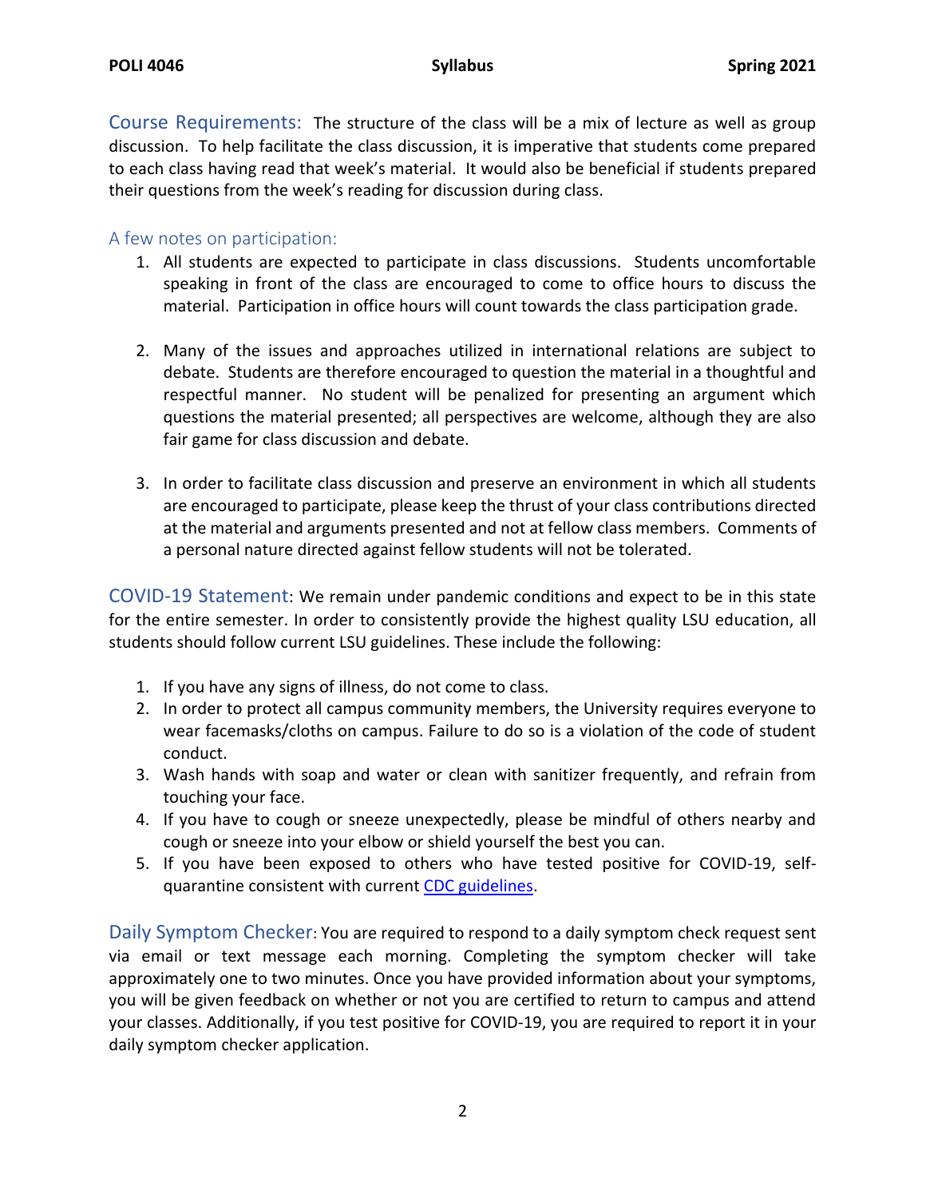**Course Requirements:** The structure of the class will be a mix of lecture as well as group discussion. To help facilitate the class discussion, it is imperative that students come prepared to each class having read that week's material. It would also be beneficial if students prepared their questions from the week's reading for discussion during class.

### A few notes on participation:

1. All students are expected to participate in class discussions. Students uncomfortable speaking in front of the class are encouraged to come to office hours to discuss the material. Participation in office hours will count towards the class participation grade.

2. Many of the issues and approaches utilized in international relations are subject to debate. Students are therefore encouraged to question the material in a thoughtful and respectful manner. No student will be penalized for presenting an argument which questions the material presented; all perspectives are welcome, although they are also fair game for class discussion and debate.

3. In order to facilitate class discussion and preserve an environment in which all students are encouraged to participate, please keep the thrust of your class contributions directed at the material and arguments presented and not at fellow class members. Comments of a personal nature directed against fellow students will not be tolerated.

**COVID-19 Statement**: We remain under pandemic conditions and expect to be in this state for the entire semester. In order to consistently provide the highest quality LSU education, all students should follow current LSU guidelines. These include the following:

1. If you have any signs of illness, do not come to class.
2. In order to protect all campus community members, the University requires everyone to wear facemasks/cloths on campus. Failure to do so is a violation of the code of student conduct.
3. Wash hands with soap and water or clean with sanitizer frequently, and refrain from touching your face.
4. If you have to cough or sneeze unexpectedly, please be mindful of others nearby and cough or sneeze into your elbow or shield yourself the best you can.
5. If you have been exposed to others who have tested positive for COVID-19, self-quarantine consistent with current CDC guidelines.

**Daily Symptom Checker**: You are required to respond to a daily symptom check request sent via email or text message each morning. Completing the symptom checker will take approximately one to two minutes. Once you have provided information about your symptoms, you will be given feedback on whether or not you are certified to return to campus and attend your classes. Additionally, if you test positive for COVID-19, you are required to report it in your daily symptom checker application.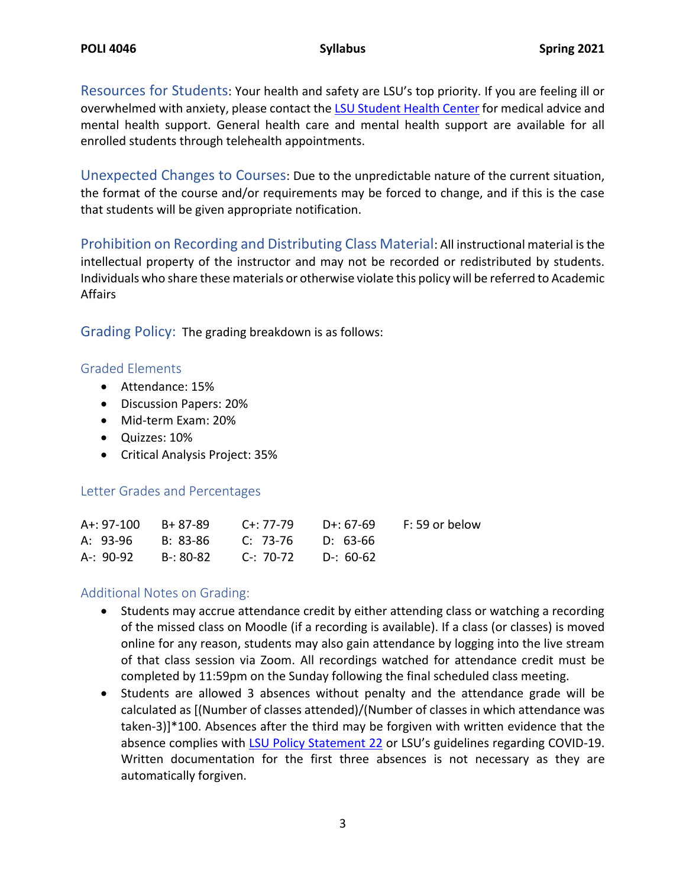**Resources for Students**: Your health and safety are LSU's top priority. If you are feeling ill or overwhelmed with anxiety, please contact the LSU Student Health Center for medical advice and mental health support. General health care and mental health support are available for all enrolled students through telehealth appointments.

**Unexpected Changes to Courses**: Due to the unpredictable nature of the current situation, the format of the course and/or requirements may be forced to change, and if this is the case that students will be given appropriate notification.

**Prohibition on Recording and Distributing Class Material**: All instructional material is the intellectual property of the instructor and may not be recorded or redistributed by students. Individuals who share these materials or otherwise violate this policy will be referred to Academic Affairs

## Grading Policy: The grading breakdown is as follows:

### Graded Elements

- Attendance: 15%
- Discussion Papers: 20%
- Mid-term Exam: 20%
- Quizzes: 10%
- Critical Analysis Project: 35%

### Letter Grades and Percentages

| | | | | |
|---|---|---|---|---|
| A+: 97-100 | B+ 87-89 | C+: 77-79 | D+: 67-69 | F: 59 or below |
| A: 93-96 | B: 83-86 | C: 73-76 | D: 63-66 | |
| A-: 90-92 | B-: 80-82 | C-: 70-72 | D-: 60-62 | |

### Additional Notes on Grading:

- Students may accrue attendance credit by either attending class or watching a recording of the missed class on Moodle (if a recording is available). If a class (or classes) is moved online for any reason, students may also gain attendance by logging into the live stream of that class session via Zoom. All recordings watched for attendance credit must be completed by 11:59pm on the Sunday following the final scheduled class meeting.
- Students are allowed 3 absences without penalty and the attendance grade will be calculated as [(Number of classes attended)/(Number of classes in which attendance was taken-3)]*100. Absences after the third may be forgiven with written evidence that the absence complies with LSU Policy Statement 22 or LSU's guidelines regarding COVID-19. Written documentation for the first three absences is not necessary as they are automatically forgiven.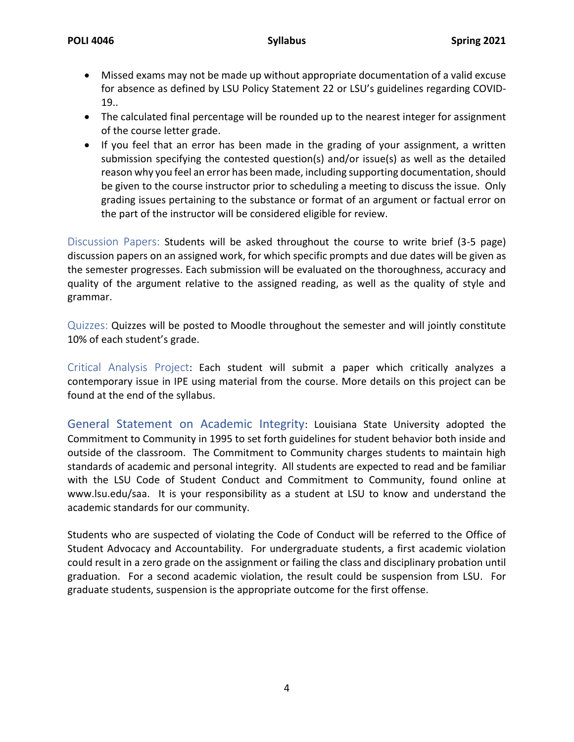- Missed exams may not be made up without appropriate documentation of a valid excuse for absence as defined by LSU Policy Statement 22 or LSU's guidelines regarding COVID-19..
- The calculated final percentage will be rounded up to the nearest integer for assignment of the course letter grade.
- If you feel that an error has been made in the grading of your assignment, a written submission specifying the contested question(s) and/or issue(s) as well as the detailed reason why you feel an error has been made, including supporting documentation, should be given to the course instructor prior to scheduling a meeting to discuss the issue. Only grading issues pertaining to the substance or format of an argument or factual error on the part of the instructor will be considered eligible for review.

Discussion Papers: Students will be asked throughout the course to write brief (3-5 page) discussion papers on an assigned work, for which specific prompts and due dates will be given as the semester progresses. Each submission will be evaluated on the thoroughness, accuracy and quality of the argument relative to the assigned reading, as well as the quality of style and grammar.

Quizzes: Quizzes will be posted to Moodle throughout the semester and will jointly constitute 10% of each student's grade.

Critical Analysis Project: Each student will submit a paper which critically analyzes a contemporary issue in IPE using material from the course. More details on this project can be found at the end of the syllabus.

## General Statement on Academic Integrity

Louisiana State University adopted the Commitment to Community in 1995 to set forth guidelines for student behavior both inside and outside of the classroom. The Commitment to Community charges students to maintain high standards of academic and personal integrity. All students are expected to read and be familiar with the LSU Code of Student Conduct and Commitment to Community, found online at www.lsu.edu/saa. It is your responsibility as a student at LSU to know and understand the academic standards for our community.

Students who are suspected of violating the Code of Conduct will be referred to the Office of Student Advocacy and Accountability. For undergraduate students, a first academic violation could result in a zero grade on the assignment or failing the class and disciplinary probation until graduation. For a second academic violation, the result could be suspension from LSU. For graduate students, suspension is the appropriate outcome for the first offense.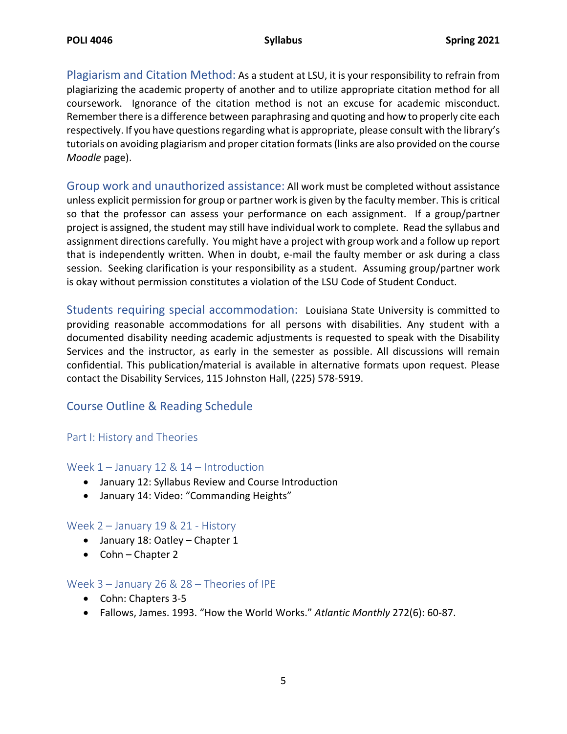**Plagiarism and Citation Method:** As a student at LSU, it is your responsibility to refrain from plagiarizing the academic property of another and to utilize appropriate citation method for all coursework. Ignorance of the citation method is not an excuse for academic misconduct. Remember there is a difference between paraphrasing and quoting and how to properly cite each respectively. If you have questions regarding what is appropriate, please consult with the library's tutorials on avoiding plagiarism and proper citation formats (links are also provided on the course *Moodle* page).

**Group work and unauthorized assistance:** All work must be completed without assistance unless explicit permission for group or partner work is given by the faculty member. This is critical so that the professor can assess your performance on each assignment. If a group/partner project is assigned, the student may still have individual work to complete. Read the syllabus and assignment directions carefully. You might have a project with group work and a follow up report that is independently written. When in doubt, e-mail the faulty member or ask during a class session. Seeking clarification is your responsibility as a student. Assuming group/partner work is okay without permission constitutes a violation of the LSU Code of Student Conduct.

**Students requiring special accommodation:** Louisiana State University is committed to providing reasonable accommodations for all persons with disabilities. Any student with a documented disability needing academic adjustments is requested to speak with the Disability Services and the instructor, as early in the semester as possible. All discussions will remain confidential. This publication/material is available in alternative formats upon request. Please contact the Disability Services, 115 Johnston Hall, (225) 578-5919.

## Course Outline & Reading Schedule

### Part I: History and Theories

#### Week 1 – January 12 & 14 – Introduction

- January 12: Syllabus Review and Course Introduction
- January 14: Video: "Commanding Heights"

#### Week 2 – January 19 & 21 - History

- January 18: Oatley – Chapter 1
- Cohn – Chapter 2

#### Week 3 – January 26 & 28 – Theories of IPE

- Cohn: Chapters 3-5
- Fallows, James. 1993. "How the World Works." *Atlantic Monthly* 272(6): 60-87.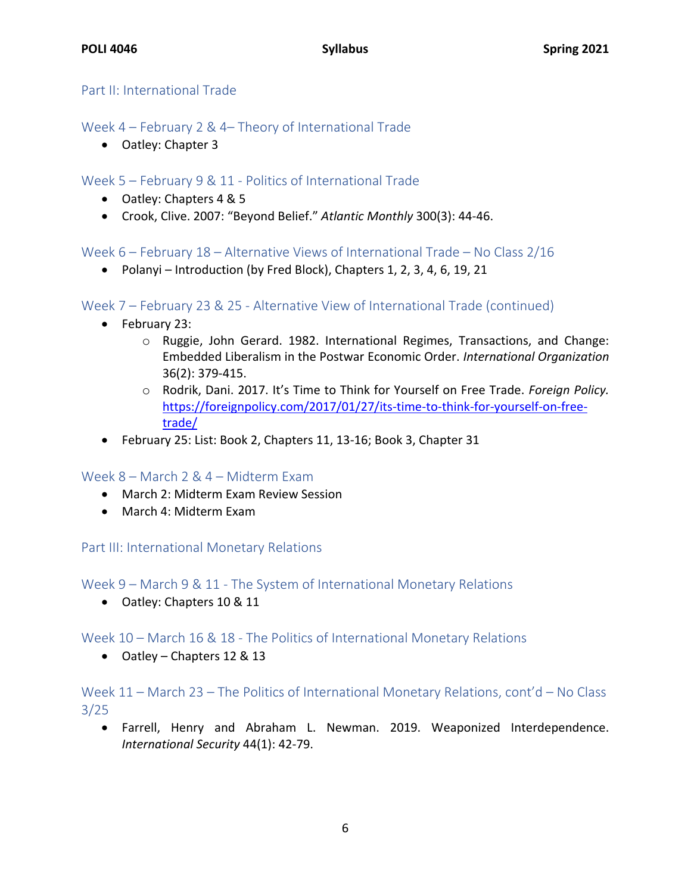## Part II: International Trade

### Week 4 – February 2 & 4– Theory of International Trade

- Oatley: Chapter 3

### Week 5 – February 9 & 11 - Politics of International Trade

- Oatley: Chapters 4 & 5
- Crook, Clive. 2007: "Beyond Belief." *Atlantic Monthly* 300(3): 44-46.

### Week 6 – February 18 – Alternative Views of International Trade – No Class 2/16

- Polanyi – Introduction (by Fred Block), Chapters 1, 2, 3, 4, 6, 19, 21

### Week 7 – February 23 & 25 - Alternative View of International Trade (continued)

- February 23:
    - Ruggie, John Gerard. 1982. International Regimes, Transactions, and Change: Embedded Liberalism in the Postwar Economic Order. *International Organization* 36(2): 379-415.
    - Rodrik, Dani. 2017. It's Time to Think for Yourself on Free Trade. *Foreign Policy.* [https://foreignpolicy.com/2017/01/27/its-time-to-think-for-yourself-on-free-trade/](https://foreignpolicy.com/2017/01/27/its-time-to-think-for-yourself-on-free-trade/)
- February 25: List: Book 2, Chapters 11, 13-16; Book 3, Chapter 31

### Week 8 – March 2 & 4 – Midterm Exam

- March 2: Midterm Exam Review Session
- March 4: Midterm Exam

## Part III: International Monetary Relations

### Week 9 – March 9 & 11 - The System of International Monetary Relations

- Oatley: Chapters 10 & 11

### Week 10 – March 16 & 18 - The Politics of International Monetary Relations

- Oatley – Chapters 12 & 13

### Week 11 – March 23 – The Politics of International Monetary Relations, cont'd – No Class 3/25

- Farrell, Henry and Abraham L. Newman. 2019. Weaponized Interdependence. *International Security* 44(1): 42-79.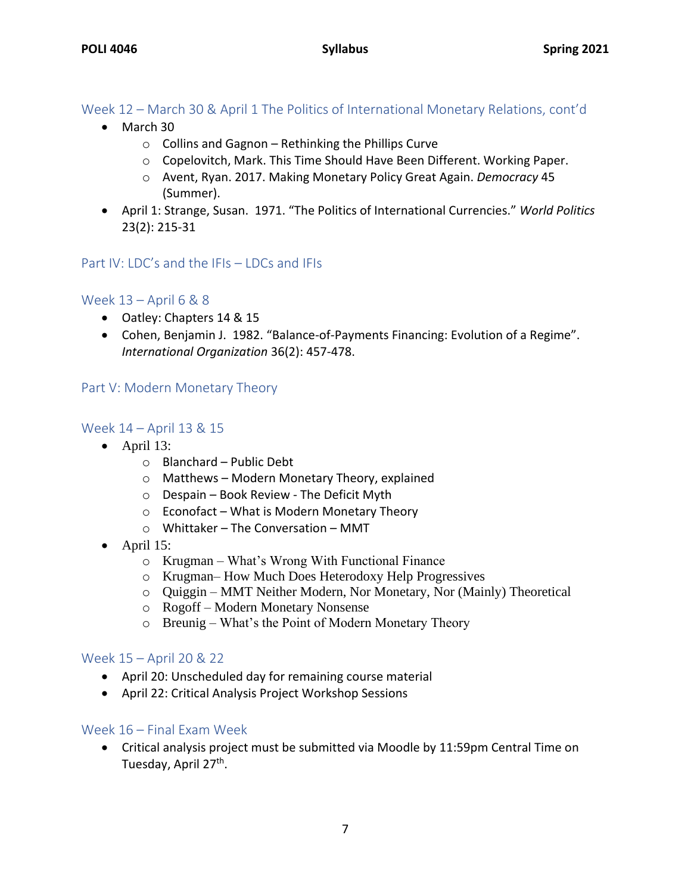## Week 12 – March 30 & April 1 The Politics of International Monetary Relations, cont'd

- March 30
  - Collins and Gagnon – Rethinking the Phillips Curve
  - Copelovitch, Mark. This Time Should Have Been Different. Working Paper.
  - Avent, Ryan. 2017. Making Monetary Policy Great Again. *Democracy* 45 (Summer).
- April 1: Strange, Susan. 1971. "The Politics of International Currencies." *World Politics* 23(2): 215-31

## Part IV: LDC's and the IFIs – LDCs and IFIs

## Week 13 – April 6 & 8

- Oatley: Chapters 14 & 15
- Cohen, Benjamin J. 1982. "Balance-of-Payments Financing: Evolution of a Regime". *International Organization* 36(2): 457-478.

## Part V: Modern Monetary Theory

## Week 14 – April 13 & 15

- April 13:
  - Blanchard – Public Debt
  - Matthews – Modern Monetary Theory, explained
  - Despain – Book Review - The Deficit Myth
  - Econofact – What is Modern Monetary Theory
  - Whittaker – The Conversation – MMT
- April 15:
  - Krugman – What's Wrong With Functional Finance
  - Krugman– How Much Does Heterodoxy Help Progressives
  - Quiggin – MMT Neither Modern, Nor Monetary, Nor (Mainly) Theoretical
  - Rogoff – Modern Monetary Nonsense
  - Breunig – What's the Point of Modern Monetary Theory

## Week 15 – April 20 & 22

- April 20: Unscheduled day for remaining course material
- April 22: Critical Analysis Project Workshop Sessions

## Week 16 – Final Exam Week

- Critical analysis project must be submitted via Moodle by 11:59pm Central Time on Tuesday, April 27th.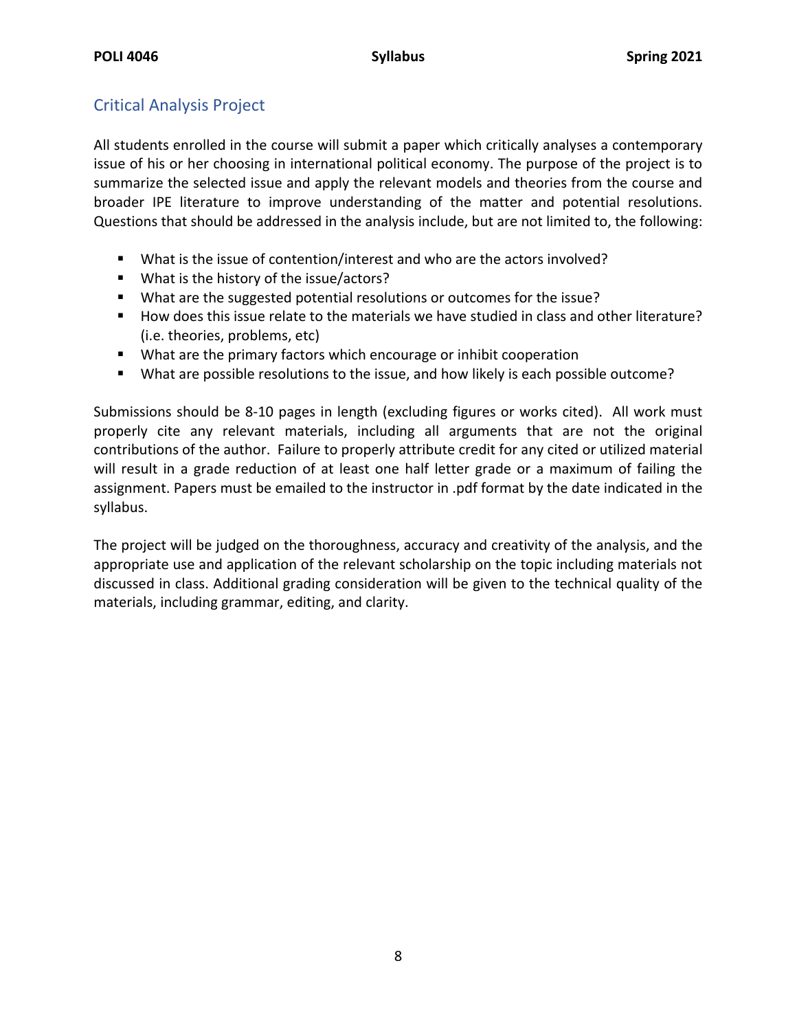## Critical Analysis Project

All students enrolled in the course will submit a paper which critically analyses a contemporary issue of his or her choosing in international political economy. The purpose of the project is to summarize the selected issue and apply the relevant models and theories from the course and broader IPE literature to improve understanding of the matter and potential resolutions. Questions that should be addressed in the analysis include, but are not limited to, the following:

- What is the issue of contention/interest and who are the actors involved?
- What is the history of the issue/actors?
- What are the suggested potential resolutions or outcomes for the issue?
- How does this issue relate to the materials we have studied in class and other literature? (i.e. theories, problems, etc)
- What are the primary factors which encourage or inhibit cooperation
- What are possible resolutions to the issue, and how likely is each possible outcome?

Submissions should be 8-10 pages in length (excluding figures or works cited). All work must properly cite any relevant materials, including all arguments that are not the original contributions of the author. Failure to properly attribute credit for any cited or utilized material will result in a grade reduction of at least one half letter grade or a maximum of failing the assignment. Papers must be emailed to the instructor in .pdf format by the date indicated in the syllabus.

The project will be judged on the thoroughness, accuracy and creativity of the analysis, and the appropriate use and application of the relevant scholarship on the topic including materials not discussed in class. Additional grading consideration will be given to the technical quality of the materials, including grammar, editing, and clarity.